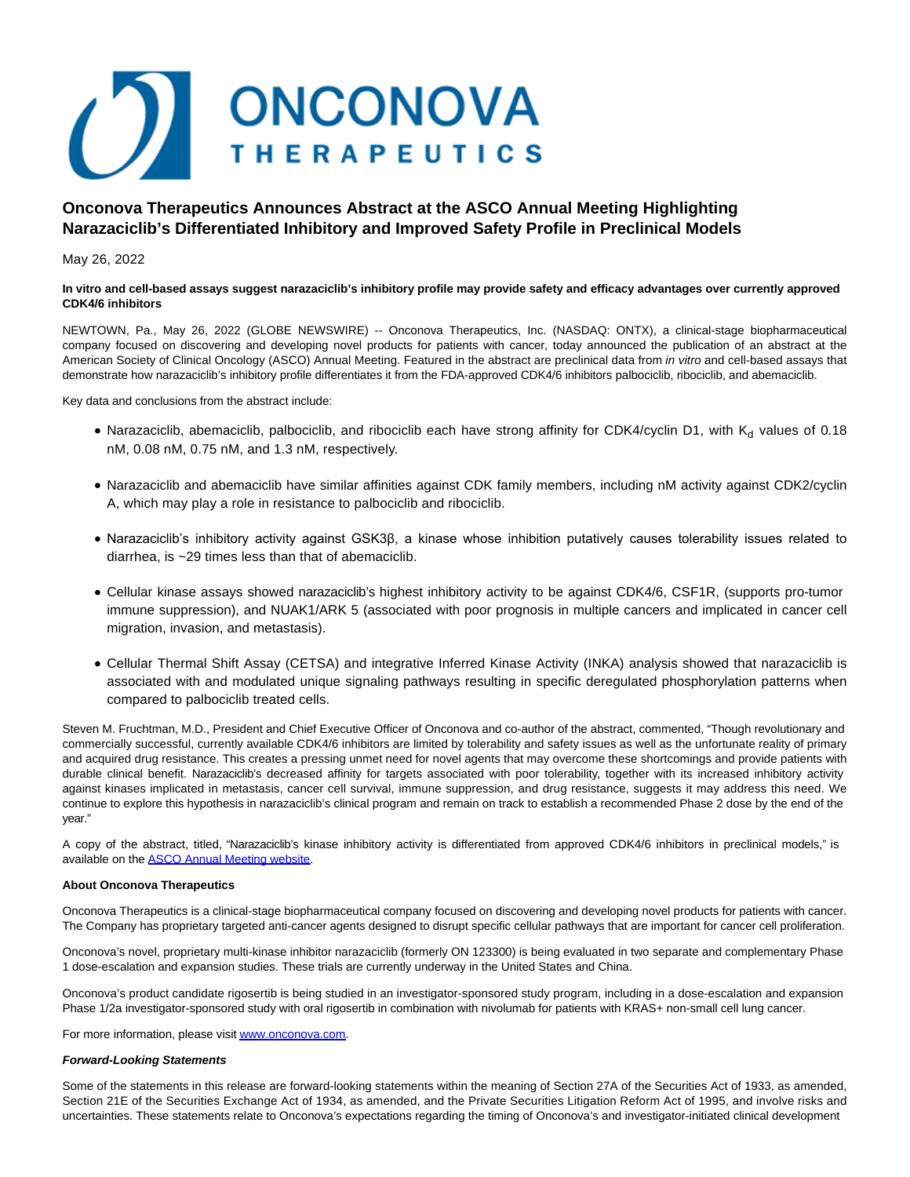# Onconova Therapeutics Announces Abstract at the ASCO Annual Meeting Highlighting Narazaciclib's Differentiated Inhibitory and Improved Safety Profile in Preclinical Models

May 26, 2022

**In vitro and cell-based assays suggest narazaciclib's inhibitory profile may provide safety and efficacy advantages over currently approved CDK4/6 inhibitors**

NEWTOWN, Pa., May 26, 2022 (GLOBE NEWSWIRE) -- Onconova Therapeutics, Inc. (NASDAQ: ONTX), a clinical-stage biopharmaceutical company focused on discovering and developing novel products for patients with cancer, today announced the publication of an abstract at the American Society of Clinical Oncology (ASCO) Annual Meeting. Featured in the abstract are preclinical data from *in vitro* and cell-based assays that demonstrate how narazaciclib's inhibitory profile differentiates it from the FDA-approved CDK4/6 inhibitors palbociclib, ribociclib, and abemaciclib.

Key data and conclusions from the abstract include:

- Narazaciclib, abemaciclib, palbociclib, and ribociclib each have strong affinity for CDK4/cyclin D1, with $K_d$ values of 0.18 nM, 0.08 nM, 0.75 nM, and 1.3 nM, respectively.
- Narazaciclib and abemaciclib have similar affinities against CDK family members, including nM activity against CDK2/cyclin A, which may play a role in resistance to palbociclib and ribociclib.
- Narazaciclib's inhibitory activity against GSK3β, a kinase whose inhibition putatively causes tolerability issues related to diarrhea, is ~29 times less than that of abemaciclib.
- Cellular kinase assays showed narazaciclib's highest inhibitory activity to be against CDK4/6, CSF1R, (supports pro-tumor immune suppression), and NUAK1/ARK 5 (associated with poor prognosis in multiple cancers and implicated in cancer cell migration, invasion, and metastasis).
- Cellular Thermal Shift Assay (CETSA) and integrative Inferred Kinase Activity (INKA) analysis showed that narazaciclib is associated with and modulated unique signaling pathways resulting in specific deregulated phosphorylation patterns when compared to palbociclib treated cells.

Steven M. Fruchtman, M.D., President and Chief Executive Officer of Onconova and co-author of the abstract, commented, "Though revolutionary and commercially successful, currently available CDK4/6 inhibitors are limited by tolerability and safety issues as well as the unfortunate reality of primary and acquired drug resistance. This creates a pressing unmet need for novel agents that may overcome these shortcomings and provide patients with durable clinical benefit. Narazaciclib's decreased affinity for targets associated with poor tolerability, together with its increased inhibitory activity against kinases implicated in metastasis, cancer cell survival, immune suppression, and drug resistance, suggests it may address this need. We continue to explore this hypothesis in narazaciclib's clinical program and remain on track to establish a recommended Phase 2 dose by the end of the year."

A copy of the abstract, titled, "Narazaciclib's kinase inhibitory activity is differentiated from approved CDK4/6 inhibitors in preclinical models," is available on the ASCO Annual Meeting website.

**About Onconova Therapeutics**

Onconova Therapeutics is a clinical-stage biopharmaceutical company focused on discovering and developing novel products for patients with cancer. The Company has proprietary targeted anti-cancer agents designed to disrupt specific cellular pathways that are important for cancer cell proliferation.

Onconova's novel, proprietary multi-kinase inhibitor narazaciclib (formerly ON 123300) is being evaluated in two separate and complementary Phase 1 dose-escalation and expansion studies. These trials are currently underway in the United States and China.

Onconova's product candidate rigosertib is being studied in an investigator-sponsored study program, including in a dose-escalation and expansion Phase 1/2a investigator-sponsored study with oral rigosertib in combination with nivolumab for patients with KRAS+ non-small cell lung cancer.

For more information, please visit www.onconova.com.

***Forward-Looking Statements***

Some of the statements in this release are forward-looking statements within the meaning of Section 27A of the Securities Act of 1933, as amended, Section 21E of the Securities Exchange Act of 1934, as amended, and the Private Securities Litigation Reform Act of 1995, and involve risks and uncertainties. These statements relate to Onconova's expectations regarding the timing of Onconova's and investigator-initiated clinical development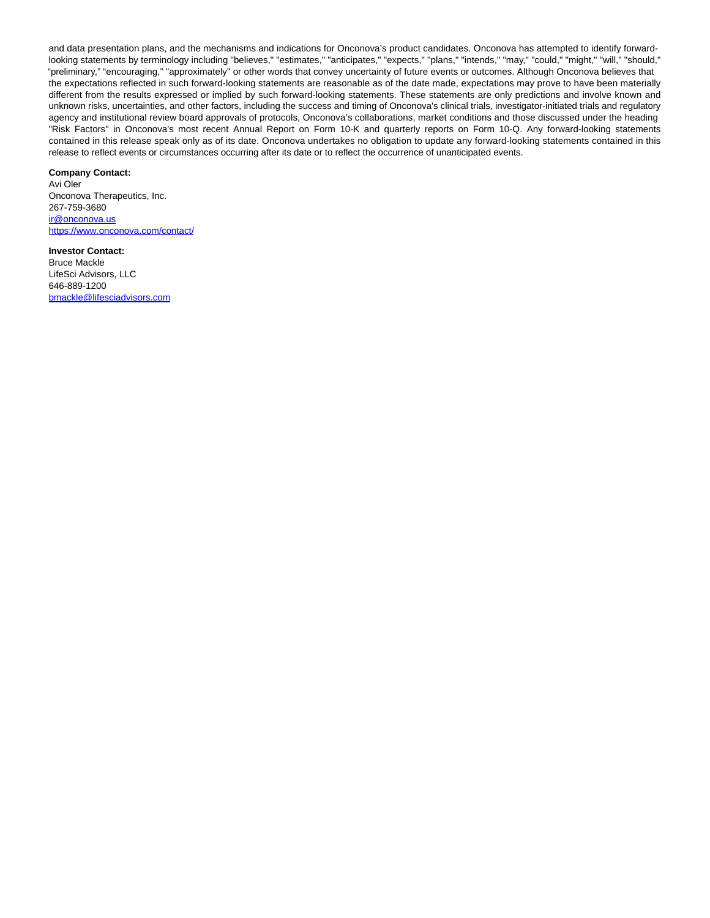and data presentation plans, and the mechanisms and indications for Onconova's product candidates. Onconova has attempted to identify forward-looking statements by terminology including "believes," "estimates," "anticipates," "expects," "plans," "intends," "may," "could," "might," "will," "should," "preliminary," "encouraging," "approximately" or other words that convey uncertainty of future events or outcomes. Although Onconova believes that the expectations reflected in such forward-looking statements are reasonable as of the date made, expectations may prove to have been materially different from the results expressed or implied by such forward-looking statements. These statements are only predictions and involve known and unknown risks, uncertainties, and other factors, including the success and timing of Onconova's clinical trials, investigator-initiated trials and regulatory agency and institutional review board approvals of protocols, Onconova's collaborations, market conditions and those discussed under the heading "Risk Factors" in Onconova's most recent Annual Report on Form 10-K and quarterly reports on Form 10-Q. Any forward-looking statements contained in this release speak only as of its date. Onconova undertakes no obligation to update any forward-looking statements contained in this release to reflect events or circumstances occurring after its date or to reflect the occurrence of unanticipated events.

**Company Contact:**
Avi Oler
Onconova Therapeutics, Inc.
267-759-3680
ir@onconova.us
https://www.onconova.com/contact/

**Investor Contact:**
Bruce Mackle
LifeSci Advisors, LLC
646-889-1200
bmackle@lifesciadvisors.com